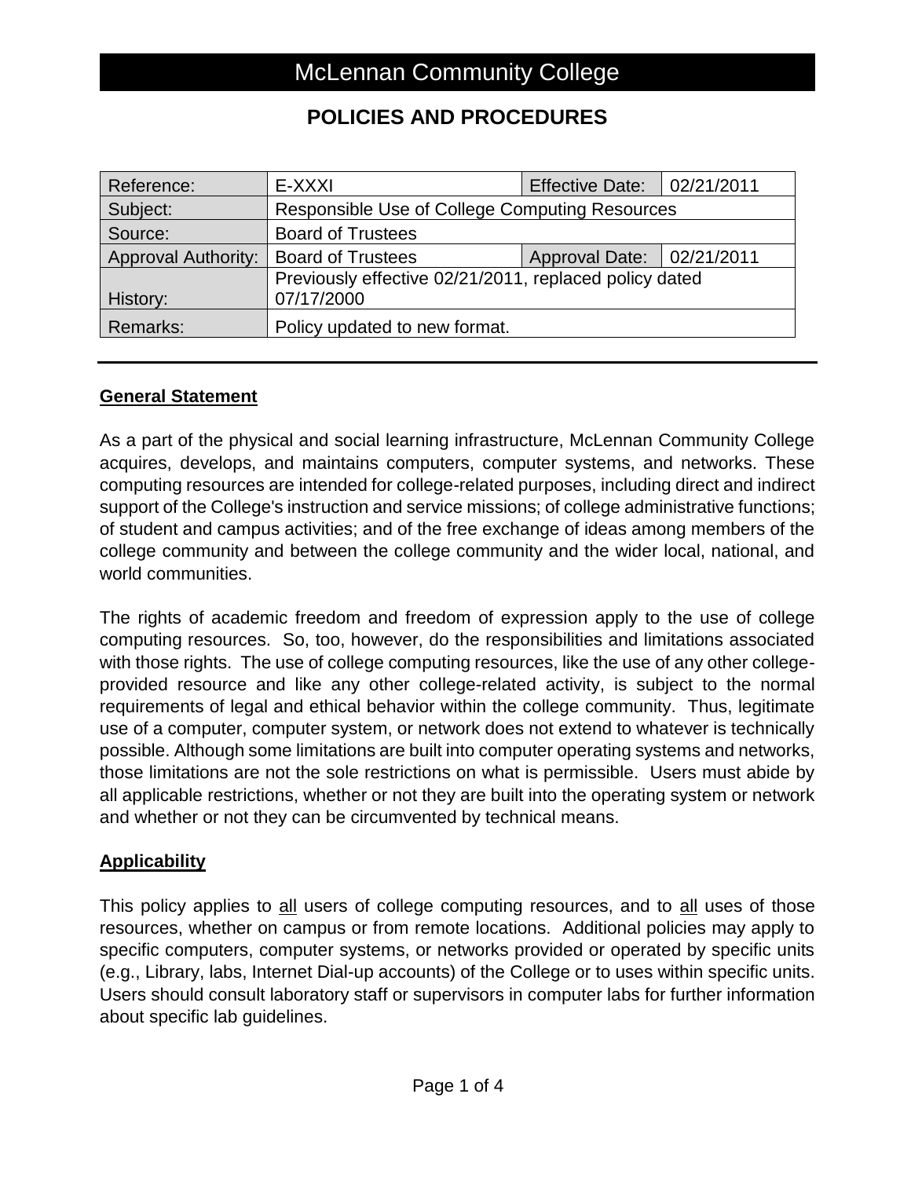# McLennan Community College

## POLICIES AND PROCEDURES

| Reference: | E-XXXI | Effective Date: | 02/21/2011 |
|---|---|---|---|
| Subject: | Responsible Use of College Computing Resources | | |
| Source: | Board of Trustees | | |
| Approval Authority: | Board of Trustees | Approval Date: | 02/21/2011 |
| History: | Previously effective 02/21/2011, replaced policy dated 07/17/2000 | | |
| Remarks: | Policy updated to new format. | | |

---

### General Statement

As a part of the physical and social learning infrastructure, McLennan Community College acquires, develops, and maintains computers, computer systems, and networks. These computing resources are intended for college-related purposes, including direct and indirect support of the College's instruction and service missions; of college administrative functions; of student and campus activities; and of the free exchange of ideas among members of the college community and between the college community and the wider local, national, and world communities.

The rights of academic freedom and freedom of expression apply to the use of college computing resources. So, too, however, do the responsibilities and limitations associated with those rights. The use of college computing resources, like the use of any other college-provided resource and like any other college-related activity, is subject to the normal requirements of legal and ethical behavior within the college community. Thus, legitimate use of a computer, computer system, or network does not extend to whatever is technically possible. Although some limitations are built into computer operating systems and networks, those limitations are not the sole restrictions on what is permissible. Users must abide by all applicable restrictions, whether or not they are built into the operating system or network and whether or not they can be circumvented by technical means.

### Applicability

This policy applies to all users of college computing resources, and to all uses of those resources, whether on campus or from remote locations. Additional policies may apply to specific computers, computer systems, or networks provided or operated by specific units (e.g., Library, labs, Internet Dial-up accounts) of the College or to uses within specific units. Users should consult laboratory staff or supervisors in computer labs for further information about specific lab guidelines.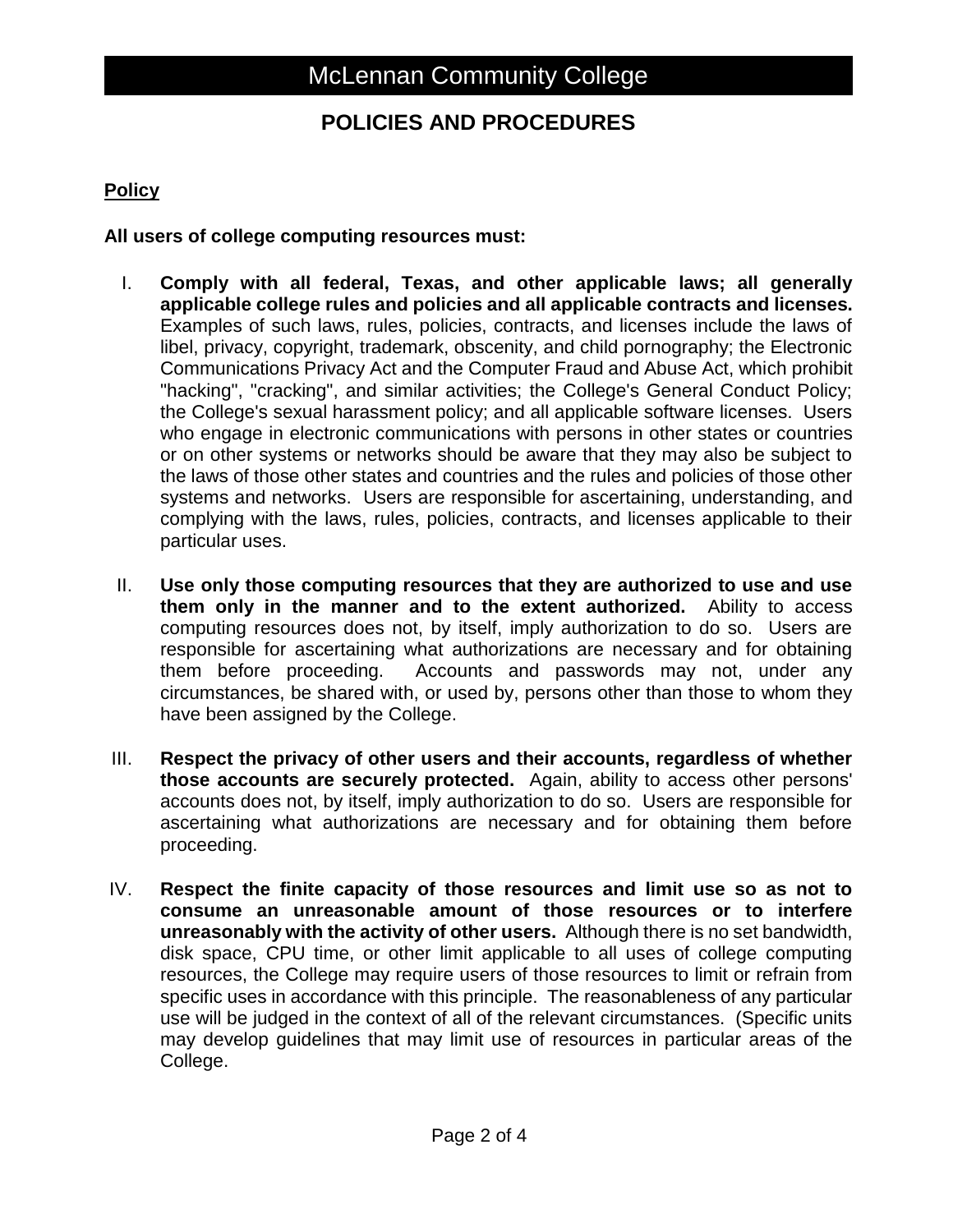# McLennan Community College

## POLICIES AND PROCEDURES

**Policy**

**All users of college computing resources must:**

I. **Comply with all federal, Texas, and other applicable laws; all generally applicable college rules and policies and all applicable contracts and licenses.** Examples of such laws, rules, policies, contracts, and licenses include the laws of libel, privacy, copyright, trademark, obscenity, and child pornography; the Electronic Communications Privacy Act and the Computer Fraud and Abuse Act, which prohibit "hacking", "cracking", and similar activities; the College's General Conduct Policy; the College's sexual harassment policy; and all applicable software licenses. Users who engage in electronic communications with persons in other states or countries or on other systems or networks should be aware that they may also be subject to the laws of those other states and countries and the rules and policies of those other systems and networks. Users are responsible for ascertaining, understanding, and complying with the laws, rules, policies, contracts, and licenses applicable to their particular uses.

II. **Use only those computing resources that they are authorized to use and use them only in the manner and to the extent authorized.** Ability to access computing resources does not, by itself, imply authorization to do so. Users are responsible for ascertaining what authorizations are necessary and for obtaining them before proceeding. Accounts and passwords may not, under any circumstances, be shared with, or used by, persons other than those to whom they have been assigned by the College.

III. **Respect the privacy of other users and their accounts, regardless of whether those accounts are securely protected.** Again, ability to access other persons' accounts does not, by itself, imply authorization to do so. Users are responsible for ascertaining what authorizations are necessary and for obtaining them before proceeding.

IV. **Respect the finite capacity of those resources and limit use so as not to consume an unreasonable amount of those resources or to interfere unreasonably with the activity of other users.** Although there is no set bandwidth, disk space, CPU time, or other limit applicable to all uses of college computing resources, the College may require users of those resources to limit or refrain from specific uses in accordance with this principle. The reasonableness of any particular use will be judged in the context of all of the relevant circumstances. (Specific units may develop guidelines that may limit use of resources in particular areas of the College.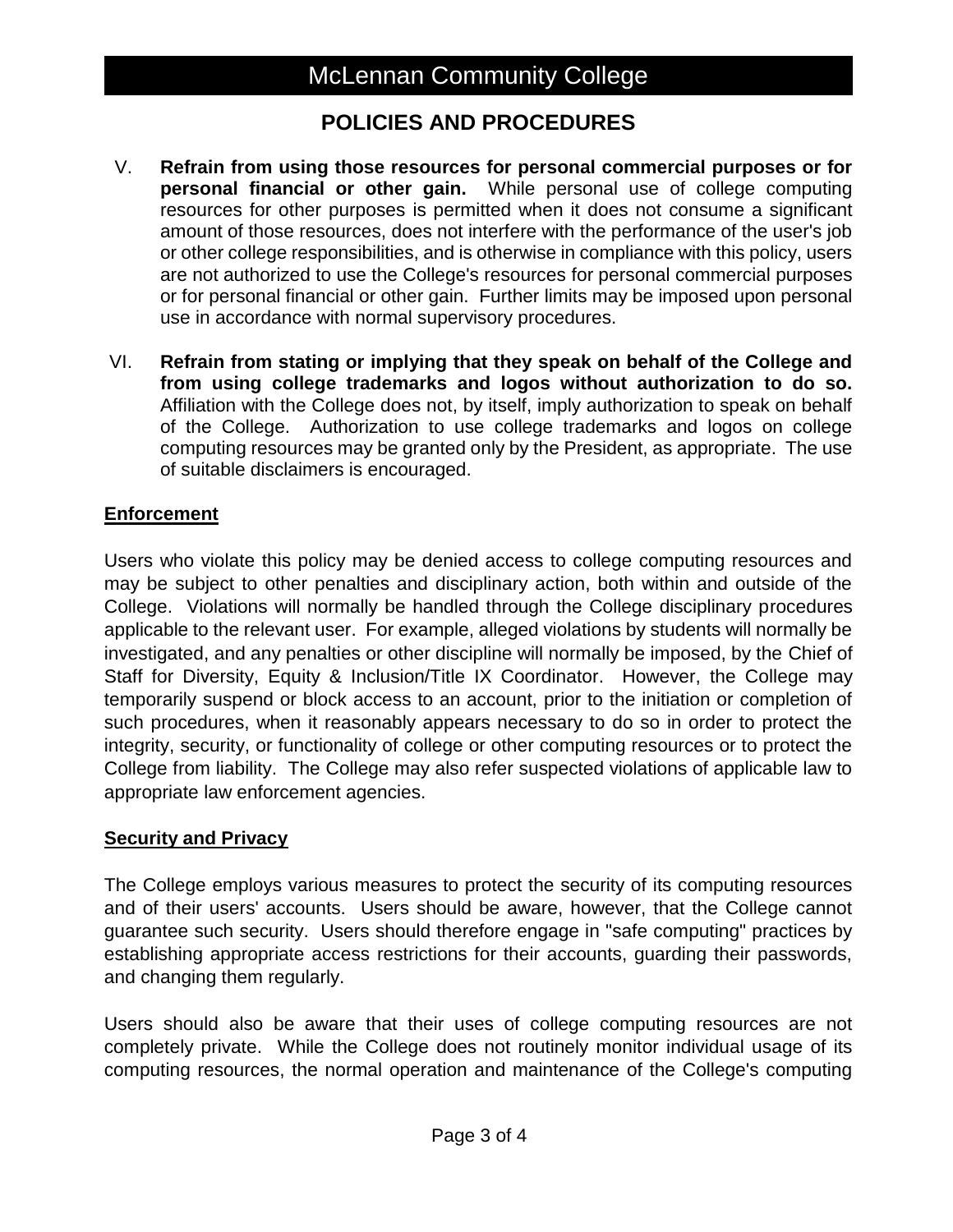V. **Refrain from using those resources for personal commercial purposes or for personal financial or other gain.** While personal use of college computing resources for other purposes is permitted when it does not consume a significant amount of those resources, does not interfere with the performance of the user's job or other college responsibilities, and is otherwise in compliance with this policy, users are not authorized to use the College's resources for personal commercial purposes or for personal financial or other gain. Further limits may be imposed upon personal use in accordance with normal supervisory procedures.

VI. **Refrain from stating or implying that they speak on behalf of the College and from using college trademarks and logos without authorization to do so.** Affiliation with the College does not, by itself, imply authorization to speak on behalf of the College. Authorization to use college trademarks and logos on college computing resources may be granted only by the President, as appropriate. The use of suitable disclaimers is encouraged.

## Enforcement

Users who violate this policy may be denied access to college computing resources and may be subject to other penalties and disciplinary action, both within and outside of the College. Violations will normally be handled through the College disciplinary procedures applicable to the relevant user. For example, alleged violations by students will normally be investigated, and any penalties or other discipline will normally be imposed, by the Chief of Staff for Diversity, Equity & Inclusion/Title IX Coordinator. However, the College may temporarily suspend or block access to an account, prior to the initiation or completion of such procedures, when it reasonably appears necessary to do so in order to protect the integrity, security, or functionality of college or other computing resources or to protect the College from liability. The College may also refer suspected violations of applicable law to appropriate law enforcement agencies.

## Security and Privacy

The College employs various measures to protect the security of its computing resources and of their users' accounts. Users should be aware, however, that the College cannot guarantee such security. Users should therefore engage in "safe computing" practices by establishing appropriate access restrictions for their accounts, guarding their passwords, and changing them regularly.

Users should also be aware that their uses of college computing resources are not completely private. While the College does not routinely monitor individual usage of its computing resources, the normal operation and maintenance of the College's computing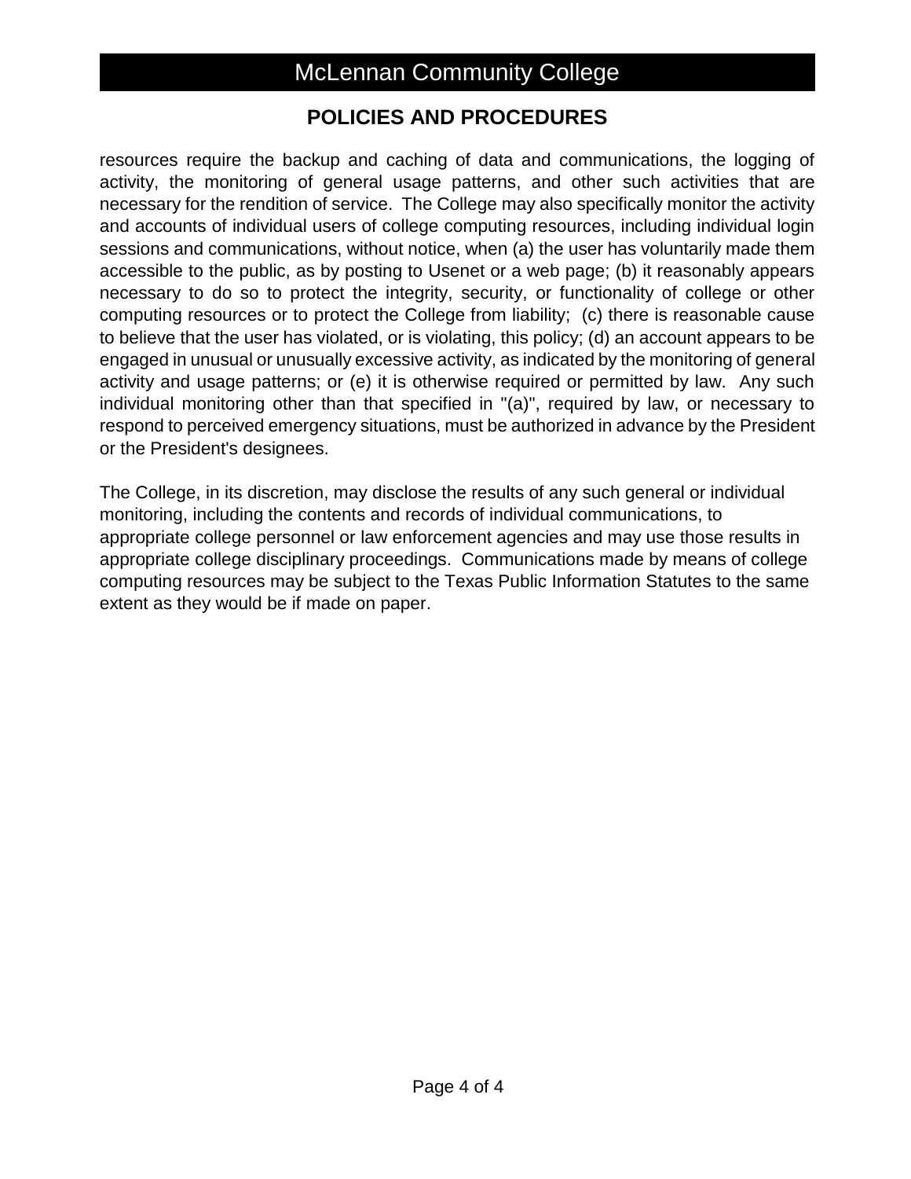resources require the backup and caching of data and communications, the logging of activity, the monitoring of general usage patterns, and other such activities that are necessary for the rendition of service. The College may also specifically monitor the activity and accounts of individual users of college computing resources, including individual login sessions and communications, without notice, when (a) the user has voluntarily made them accessible to the public, as by posting to Usenet or a web page; (b) it reasonably appears necessary to do so to protect the integrity, security, or functionality of college or other computing resources or to protect the College from liability; (c) there is reasonable cause to believe that the user has violated, or is violating, this policy; (d) an account appears to be engaged in unusual or unusually excessive activity, as indicated by the monitoring of general activity and usage patterns; or (e) it is otherwise required or permitted by law. Any such individual monitoring other than that specified in "(a)", required by law, or necessary to respond to perceived emergency situations, must be authorized in advance by the President or the President's designees.

The College, in its discretion, may disclose the results of any such general or individual monitoring, including the contents and records of individual communications, to appropriate college personnel or law enforcement agencies and may use those results in appropriate college disciplinary proceedings. Communications made by means of college computing resources may be subject to the Texas Public Information Statutes to the same extent as they would be if made on paper.